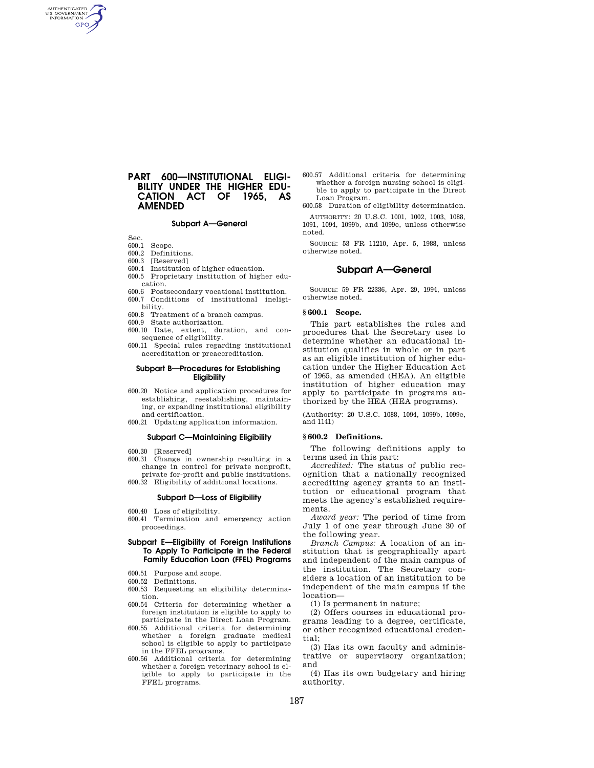# PART 600—INSTITUTIONAL ELIGIBILITY UNDER THE HIGHER EDUCATION ACT OF 1965, AS AMENDED

### Subpart A—General

Sec.
600.1 Scope.
600.2 Definitions.
600.3 [Reserved]
600.4 Institution of higher education.
600.5 Proprietary institution of higher education.
600.6 Postsecondary vocational institution.
600.7 Conditions of institutional ineligibility.
600.8 Treatment of a branch campus.
600.9 State authorization.
600.10 Date, extent, duration, and consequence of eligibility.
600.11 Special rules regarding institutional accreditation or preaccreditation.

### Subpart B—Procedures for Establishing Eligibility

600.20 Notice and application procedures for establishing, reestablishing, maintaining, or expanding institutional eligibility and certification.
600.21 Updating application information.

### Subpart C—Maintaining Eligibility

600.30 [Reserved]
600.31 Change in ownership resulting in a change in control for private nonprofit, private for-profit and public institutions.
600.32 Eligibility of additional locations.

### Subpart D—Loss of Eligibility

600.40 Loss of eligibility.
600.41 Termination and emergency action proceedings.

### Subpart E—Eligibility of Foreign Institutions To Apply To Participate in the Federal Family Education Loan (FFEL) Programs

600.51 Purpose and scope.
600.52 Definitions.
600.53 Requesting an eligibility determination.
600.54 Criteria for determining whether a foreign institution is eligible to apply to participate in the Direct Loan Program.
600.55 Additional criteria for determining whether a foreign graduate medical school is eligible to apply to participate in the FFEL programs.
600.56 Additional criteria for determining whether a foreign veterinary school is eligible to apply to participate in the FFEL programs.
600.57 Additional criteria for determining whether a foreign nursing school is eligible to apply to participate in the Direct Loan Program.
600.58 Duration of eligibility determination.

AUTHORITY: 20 U.S.C. 1001, 1002, 1003, 1088, 1091, 1094, 1099b, and 1099c, unless otherwise noted.

SOURCE: 53 FR 11210, Apr. 5, 1988, unless otherwise noted.

## Subpart A—General

SOURCE: 59 FR 22336, Apr. 29, 1994, unless otherwise noted.

### § 600.1 Scope.

This part establishes the rules and procedures that the Secretary uses to determine whether an educational institution qualifies in whole or in part as an eligible institution of higher education under the Higher Education Act of 1965, as amended (HEA). An eligible institution of higher education may apply to participate in programs authorized by the HEA (HEA programs).

(Authority: 20 U.S.C. 1088, 1094, 1099b, 1099c, and 1141)

### § 600.2 Definitions.

The following definitions apply to terms used in this part:

*Accredited:* The status of public recognition that a nationally recognized accrediting agency grants to an institution or educational program that meets the agency's established requirements.

*Award year:* The period of time from July 1 of one year through June 30 of the following year.

*Branch Campus:* A location of an institution that is geographically apart and independent of the main campus of the institution. The Secretary considers a location of an institution to be independent of the main campus if the location—

(1) Is permanent in nature;

(2) Offers courses in educational programs leading to a degree, certificate, or other recognized educational credential;

(3) Has its own faculty and administrative or supervisory organization; and

(4) Has its own budgetary and hiring authority.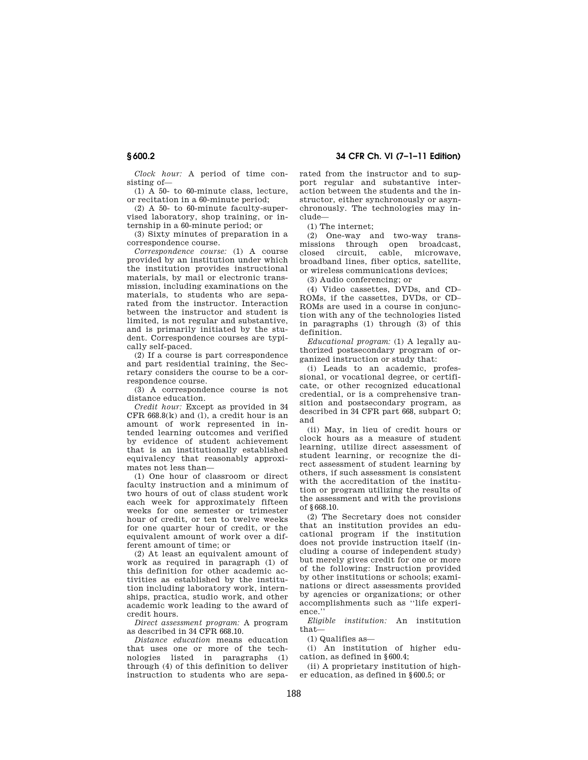*Clock hour:* A period of time consisting of—

(1) A 50- to 60-minute class, lecture, or recitation in a 60-minute period;

(2) A 50- to 60-minute faculty-supervised laboratory, shop training, or internship in a 60-minute period; or

(3) Sixty minutes of preparation in a correspondence course.

*Correspondence course:* (1) A course provided by an institution under which the institution provides instructional materials, by mail or electronic transmission, including examinations on the materials, to students who are separated from the instructor. Interaction between the instructor and student is limited, is not regular and substantive, and is primarily initiated by the student. Correspondence courses are typically self-paced.

(2) If a course is part correspondence and part residential training, the Secretary considers the course to be a correspondence course.

(3) A correspondence course is not distance education.

*Credit hour:* Except as provided in 34 CFR 668.8(k) and (l), a credit hour is an amount of work represented in intended learning outcomes and verified by evidence of student achievement that is an institutionally established equivalency that reasonably approximates not less than—

(1) One hour of classroom or direct faculty instruction and a minimum of two hours of out of class student work each week for approximately fifteen weeks for one semester or trimester hour of credit, or ten to twelve weeks for one quarter hour of credit, or the equivalent amount of work over a different amount of time; or

(2) At least an equivalent amount of work as required in paragraph (1) of this definition for other academic activities as established by the institution including laboratory work, internships, practica, studio work, and other academic work leading to the award of credit hours.

*Direct assessment program:* A program as described in 34 CFR 668.10.

*Distance education* means education that uses one or more of the technologies listed in paragraphs (1) through (4) of this definition to deliver instruction to students who are separated from the instructor and to support regular and substantive interaction between the students and the instructor, either synchronously or asynchronously. The technologies may include—

(1) The internet;

(2) One-way and two-way transmissions through open broadcast, closed circuit, cable, microwave, broadband lines, fiber optics, satellite, or wireless communications devices;

(3) Audio conferencing; or

(4) Video cassettes, DVDs, and CD–ROMs, if the cassettes, DVDs, or CD–ROMs are used in a course in conjunction with any of the technologies listed in paragraphs (1) through (3) of this definition.

*Educational program:* (1) A legally authorized postsecondary program of organized instruction or study that:

(i) Leads to an academic, professional, or vocational degree, or certificate, or other recognized educational credential, or is a comprehensive transition and postsecondary program, as described in 34 CFR part 668, subpart O; and

(ii) May, in lieu of credit hours or clock hours as a measure of student learning, utilize direct assessment of student learning, or recognize the direct assessment of student learning by others, if such assessment is consistent with the accreditation of the institution or program utilizing the results of the assessment and with the provisions of §668.10.

(2) The Secretary does not consider that an institution provides an educational program if the institution does not provide instruction itself (including a course of independent study) but merely gives credit for one or more of the following: Instruction provided by other institutions or schools; examinations or direct assessments provided by agencies or organizations; or other accomplishments such as ''life experience.''

*Eligible institution:* An institution that—

(1) Qualifies as—

(i) An institution of higher education, as defined in §600.4;

(ii) A proprietary institution of higher education, as defined in §600.5; or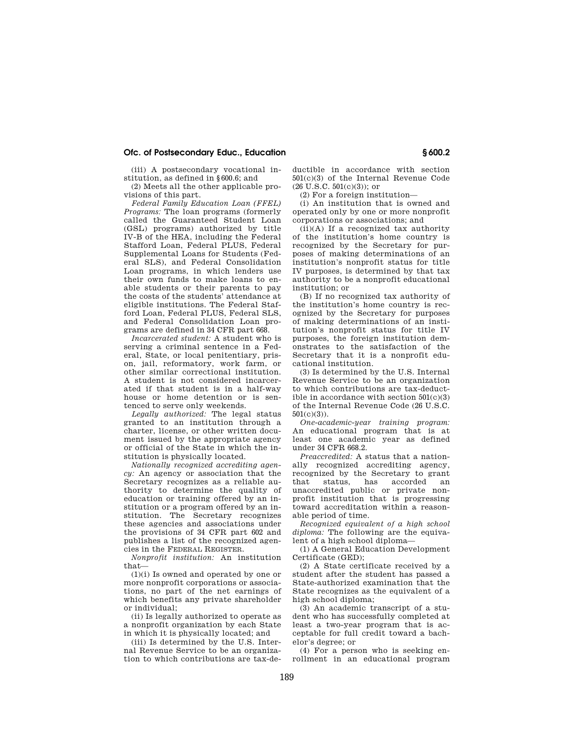(iii) A postsecondary vocational institution, as defined in §600.6; and

(2) Meets all the other applicable provisions of this part.

*Federal Family Education Loan (FFEL) Programs:* The loan programs (formerly called the Guaranteed Student Loan (GSL) programs) authorized by title IV-B of the HEA, including the Federal Stafford Loan, Federal PLUS, Federal Supplemental Loans for Students (Federal SLS), and Federal Consolidation Loan programs, in which lenders use their own funds to make loans to enable students or their parents to pay the costs of the students' attendance at eligible institutions. The Federal Stafford Loan, Federal PLUS, Federal SLS, and Federal Consolidation Loan programs are defined in 34 CFR part 668.

*Incarcerated student:* A student who is serving a criminal sentence in a Federal, State, or local penitentiary, prison, jail, reformatory, work farm, or other similar correctional institution. A student is not considered incarcerated if that student is in a half-way house or home detention or is sentenced to serve only weekends.

*Legally authorized:* The legal status granted to an institution through a charter, license, or other written document issued by the appropriate agency or official of the State in which the institution is physically located.

*Nationally recognized accrediting agency:* An agency or association that the Secretary recognizes as a reliable authority to determine the quality of education or training offered by an institution or a program offered by an institution. The Secretary recognizes these agencies and associations under the provisions of 34 CFR part 602 and publishes a list of the recognized agencies in the FEDERAL REGISTER.

*Nonprofit institution:* An institution that—

(1)(i) Is owned and operated by one or more nonprofit corporations or associations, no part of the net earnings of which benefits any private shareholder or individual;

(ii) Is legally authorized to operate as a nonprofit organization by each State in which it is physically located; and

(iii) Is determined by the U.S. Internal Revenue Service to be an organization to which contributions are tax-deductible in accordance with section 501(c)(3) of the Internal Revenue Code (26 U.S.C. 501(c)(3)); or

(2) For a foreign institution—

(i) An institution that is owned and operated only by one or more nonprofit corporations or associations; and

(ii)(A) If a recognized tax authority of the institution's home country is recognized by the Secretary for purposes of making determinations of an institution's nonprofit status for title IV purposes, is determined by that tax authority to be a nonprofit educational institution; or

(B) If no recognized tax authority of the institution's home country is recognized by the Secretary for purposes of making determinations of an institution's nonprofit status for title IV purposes, the foreign institution demonstrates to the satisfaction of the Secretary that it is a nonprofit educational institution.

(3) Is determined by the U.S. Internal Revenue Service to be an organization to which contributions are tax-deductible in accordance with section 501(c)(3) of the Internal Revenue Code (26 U.S.C. 501(c)(3)).

*One-academic-year training program:* An educational program that is at least one academic year as defined under 34 CFR 668.2.

*Preaccredited:* A status that a nationally recognized accrediting agency, recognized by the Secretary to grant that status, has accorded an unaccredited public or private nonprofit institution that is progressing toward accreditation within a reasonable period of time.

*Recognized equivalent of a high school diploma:* The following are the equivalent of a high school diploma—

(1) A General Education Development Certificate (GED);

(2) A State certificate received by a student after the student has passed a State-authorized examination that the State recognizes as the equivalent of a high school diploma;

(3) An academic transcript of a student who has successfully completed at least a two-year program that is acceptable for full credit toward a bachelor's degree; or

(4) For a person who is seeking enrollment in an educational program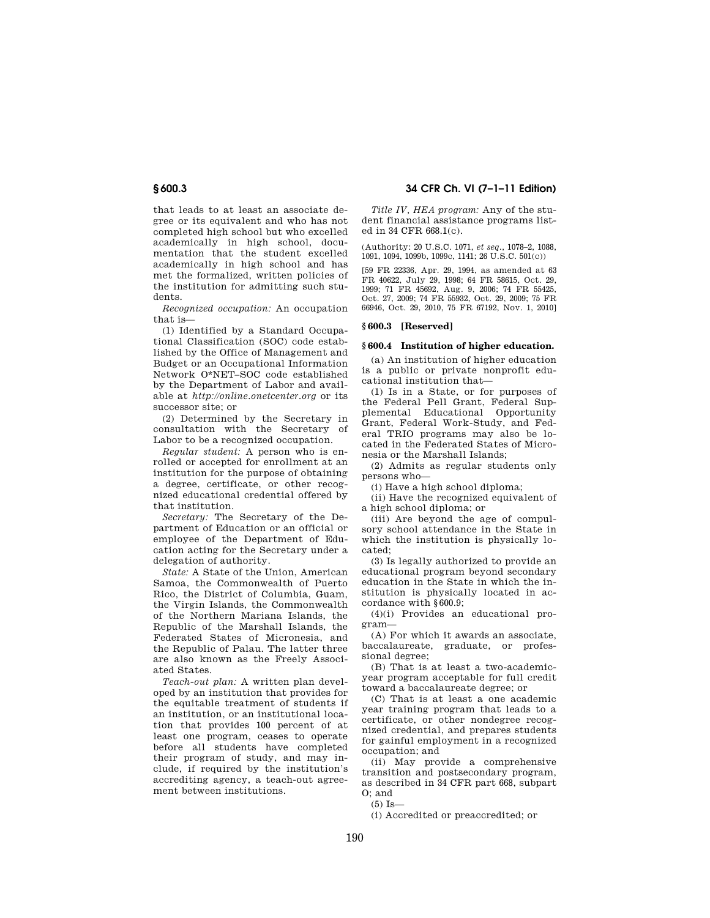that leads to at least an associate degree or its equivalent and who has not completed high school but who excelled academically in high school, documentation that the student excelled academically in high school and has met the formalized, written policies of the institution for admitting such students.

*Recognized occupation:* An occupation that is—

(1) Identified by a Standard Occupational Classification (SOC) code established by the Office of Management and Budget or an Occupational Information Network O*NET–SOC code established by the Department of Labor and available at *http://online.onetcenter.org* or its successor site; or

(2) Determined by the Secretary in consultation with the Secretary of Labor to be a recognized occupation.

*Regular student:* A person who is enrolled or accepted for enrollment at an institution for the purpose of obtaining a degree, certificate, or other recognized educational credential offered by that institution.

*Secretary:* The Secretary of the Department of Education or an official or employee of the Department of Education acting for the Secretary under a delegation of authority.

*State:* A State of the Union, American Samoa, the Commonwealth of Puerto Rico, the District of Columbia, Guam, the Virgin Islands, the Commonwealth of the Northern Mariana Islands, the Republic of the Marshall Islands, the Federated States of Micronesia, and the Republic of Palau. The latter three are also known as the Freely Associated States.

*Teach-out plan:* A written plan developed by an institution that provides for the equitable treatment of students if an institution, or an institutional location that provides 100 percent of at least one program, ceases to operate before all students have completed their program of study, and may include, if required by the institution's accrediting agency, a teach-out agreement between institutions.

*Title IV, HEA program:* Any of the student financial assistance programs listed in 34 CFR 668.1(c).

(Authority: 20 U.S.C. 1071, *et seq.*, 1078–2, 1088, 1091, 1094, 1099b, 1099c, 1141; 26 U.S.C. 501(c))

[59 FR 22336, Apr. 29, 1994, as amended at 63 FR 40622, July 29, 1998; 64 FR 58615, Oct. 29, 1999; 71 FR 45692, Aug. 9, 2006; 74 FR 55425, Oct. 27, 2009; 74 FR 55932, Oct. 29, 2009; 75 FR 66946, Oct. 29, 2010, 75 FR 67192, Nov. 1, 2010]

### § 600.3 [Reserved]

### § 600.4 Institution of higher education.

(a) An institution of higher education is a public or private nonprofit educational institution that—

(1) Is in a State, or for purposes of the Federal Pell Grant, Federal Supplemental Educational Opportunity Grant, Federal Work-Study, and Federal TRIO programs may also be located in the Federated States of Micronesia or the Marshall Islands;

(2) Admits as regular students only persons who—

(i) Have a high school diploma;

(ii) Have the recognized equivalent of a high school diploma; or

(iii) Are beyond the age of compulsory school attendance in the State in which the institution is physically located;

(3) Is legally authorized to provide an educational program beyond secondary education in the State in which the institution is physically located in accordance with § 600.9;

(4)(i) Provides an educational program—

(A) For which it awards an associate, baccalaureate, graduate, or professional degree;

(B) That is at least a two-academic-year program acceptable for full credit toward a baccalaureate degree; or

(C) That is at least a one academic year training program that leads to a certificate, or other nondegree recognized credential, and prepares students for gainful employment in a recognized occupation; and

(ii) May provide a comprehensive transition and postsecondary program, as described in 34 CFR part 668, subpart O; and

(5) Is—

(i) Accredited or preaccredited; or